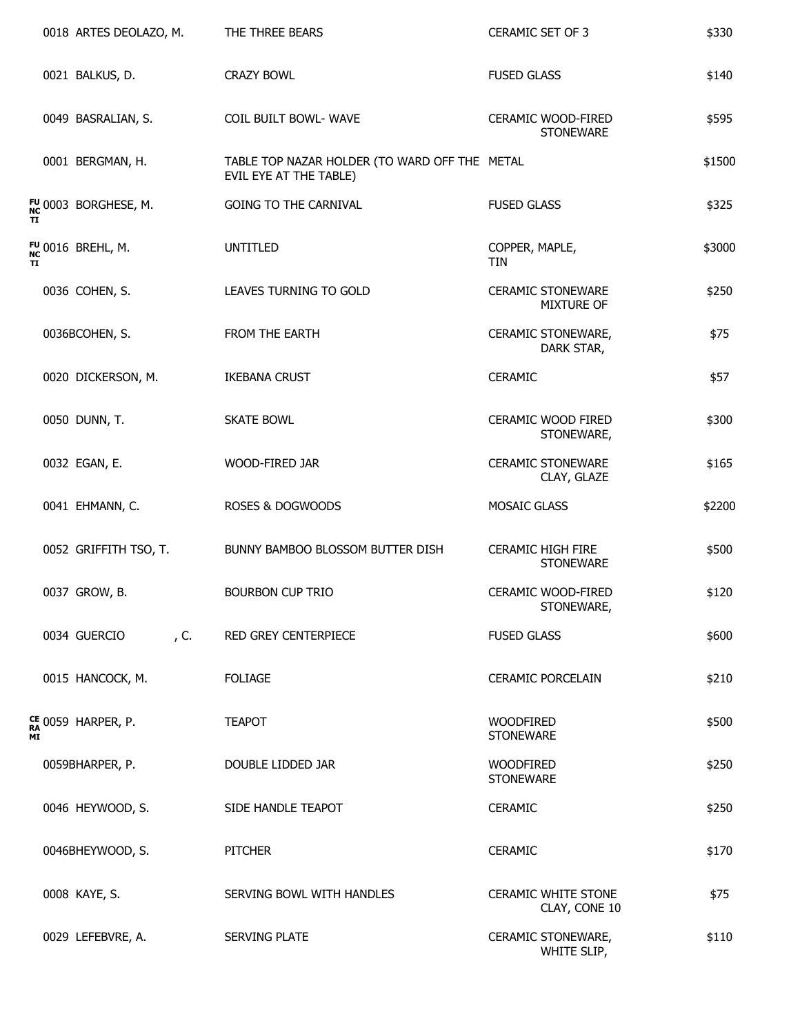| | | | | |
|---|---|---|---|---|
| | 0018 ARTES DEOLAZO, M. | THE THREE BEARS | CERAMIC SET OF 3 | $330 |
| | 0021 BALKUS, D. | CRAZY BOWL | FUSED GLASS | $140 |
| | 0049 BASRALIAN, S. | COIL BUILT BOWL- WAVE | CERAMIC WOOD-FIRED STONEWARE | $595 |
| | 0001 BERGMAN, H. | TABLE TOP NAZAR HOLDER (TO WARD OFF THE EVIL EYE AT THE TABLE) | METAL | $1500 |
| FU NC TI | 0003 BORGHESE, M. | GOING TO THE CARNIVAL | FUSED GLASS | $325 |
| FU NC TI | 0016 BREHL, M. | UNTITLED | COPPER, MAPLE, TIN | $3000 |
| | 0036 COHEN, S. | LEAVES TURNING TO GOLD | CERAMIC STONEWARE MIXTURE OF | $250 |
| | 0036BCOHEN, S. | FROM THE EARTH | CERAMIC STONEWARE, DARK STAR, | $75 |
| | 0020 DICKERSON, M. | IKEBANA CRUST | CERAMIC | $57 |
| | 0050 DUNN, T. | SKATE BOWL | CERAMIC WOOD FIRED STONEWARE, | $300 |
| | 0032 EGAN, E. | WOOD-FIRED JAR | CERAMIC STONEWARE CLAY, GLAZE | $165 |
| | 0041 EHMANN, C. | ROSES & DOGWOODS | MOSAIC GLASS | $2200 |
| | 0052 GRIFFITH TSO, T. | BUNNY BAMBOO BLOSSOM BUTTER DISH | CERAMIC HIGH FIRE STONEWARE | $500 |
| | 0037 GROW, B. | BOURBON CUP TRIO | CERAMIC WOOD-FIRED STONEWARE, | $120 |
| | 0034 GUERCIO , C. | RED GREY CENTERPIECE | FUSED GLASS | $600 |
| | 0015 HANCOCK, M. | FOLIAGE | CERAMIC PORCELAIN | $210 |
| CE RA MI | 0059 HARPER, P. | TEAPOT | WOODFIRED STONEWARE | $500 |
| | 0059BHARPER, P. | DOUBLE LIDDED JAR | WOODFIRED STONEWARE | $250 |
| | 0046 HEYWOOD, S. | SIDE HANDLE TEAPOT | CERAMIC | $250 |
| | 0046BHEYWOOD, S. | PITCHER | CERAMIC | $170 |
| | 0008 KAYE, S. | SERVING BOWL WITH HANDLES | CERAMIC WHITE STONE CLAY, CONE 10 | $75 |
| | 0029 LEFEBVRE, A. | SERVING PLATE | CERAMIC STONEWARE, WHITE SLIP, | $110 |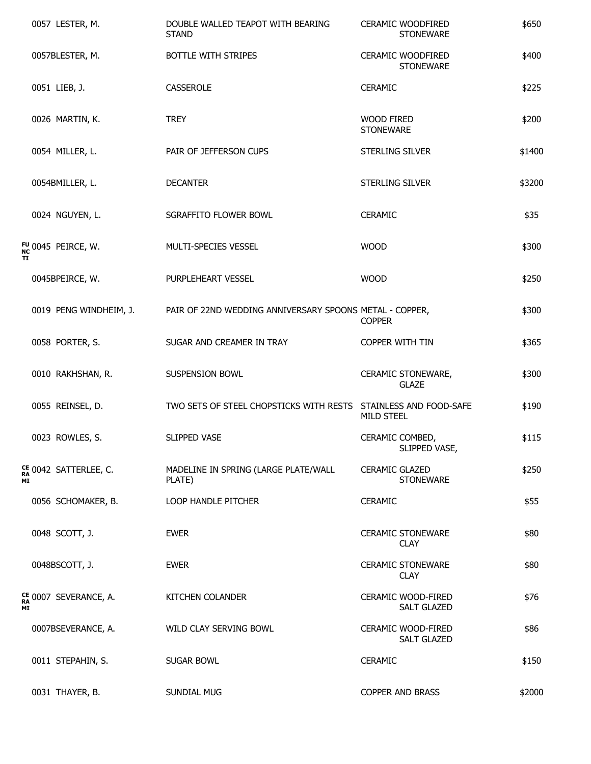| | | | | |
|---|---|---|---|---|
| | 0057 LESTER, M. | DOUBLE WALLED TEAPOT WITH BEARING STAND | CERAMIC WOODFIRED STONEWARE | $650 |
| | 0057BLESTER, M. | BOTTLE WITH STRIPES | CERAMIC WOODFIRED STONEWARE | $400 |
| | 0051 LIEB, J. | CASSEROLE | CERAMIC | $225 |
| | 0026 MARTIN, K. | TREY | WOOD FIRED STONEWARE | $200 |
| | 0054 MILLER, L. | PAIR OF JEFFERSON CUPS | STERLING SILVER | $1400 |
| | 0054BMILLER, L. | DECANTER | STERLING SILVER | $3200 |
| | 0024 NGUYEN, L. | SGRAFFITO FLOWER BOWL | CERAMIC | $35 |
| FU NC TI | 0045 PEIRCE, W. | MULTI-SPECIES VESSEL | WOOD | $300 |
| | 0045BPEIRCE, W. | PURPLEHEART VESSEL | WOOD | $250 |
| | 0019 PENG WINDHEIM, J. | PAIR OF 22ND WEDDING ANNIVERSARY SPOONS | METAL - COPPER, COPPER | $300 |
| | 0058 PORTER, S. | SUGAR AND CREAMER IN TRAY | COPPER WITH TIN | $365 |
| | 0010 RAKHSHAN, R. | SUSPENSION BOWL | CERAMIC STONEWARE, GLAZE | $300 |
| | 0055 REINSEL, D. | TWO SETS OF STEEL CHOPSTICKS WITH RESTS | STAINLESS AND FOOD-SAFE MILD STEEL | $190 |
| | 0023 ROWLES, S. | SLIPPED VASE | CERAMIC COMBED, SLIPPED VASE, | $115 |
| CE RA MI | 0042 SATTERLEE, C. | MADELINE IN SPRING (LARGE PLATE/WALL PLATE) | CERAMIC GLAZED STONEWARE | $250 |
| | 0056 SCHOMAKER, B. | LOOP HANDLE PITCHER | CERAMIC | $55 |
| | 0048 SCOTT, J. | EWER | CERAMIC STONEWARE CLAY | $80 |
| | 0048BSCOTT, J. | EWER | CERAMIC STONEWARE CLAY | $80 |
| CE RA MI | 0007 SEVERANCE, A. | KITCHEN COLANDER | CERAMIC WOOD-FIRED SALT GLAZED | $76 |
| | 0007BSEVERANCE, A. | WILD CLAY SERVING BOWL | CERAMIC WOOD-FIRED SALT GLAZED | $86 |
| | 0011 STEPAHIN, S. | SUGAR BOWL | CERAMIC | $150 |
| | 0031 THAYER, B. | SUNDIAL MUG | COPPER AND BRASS | $2000 |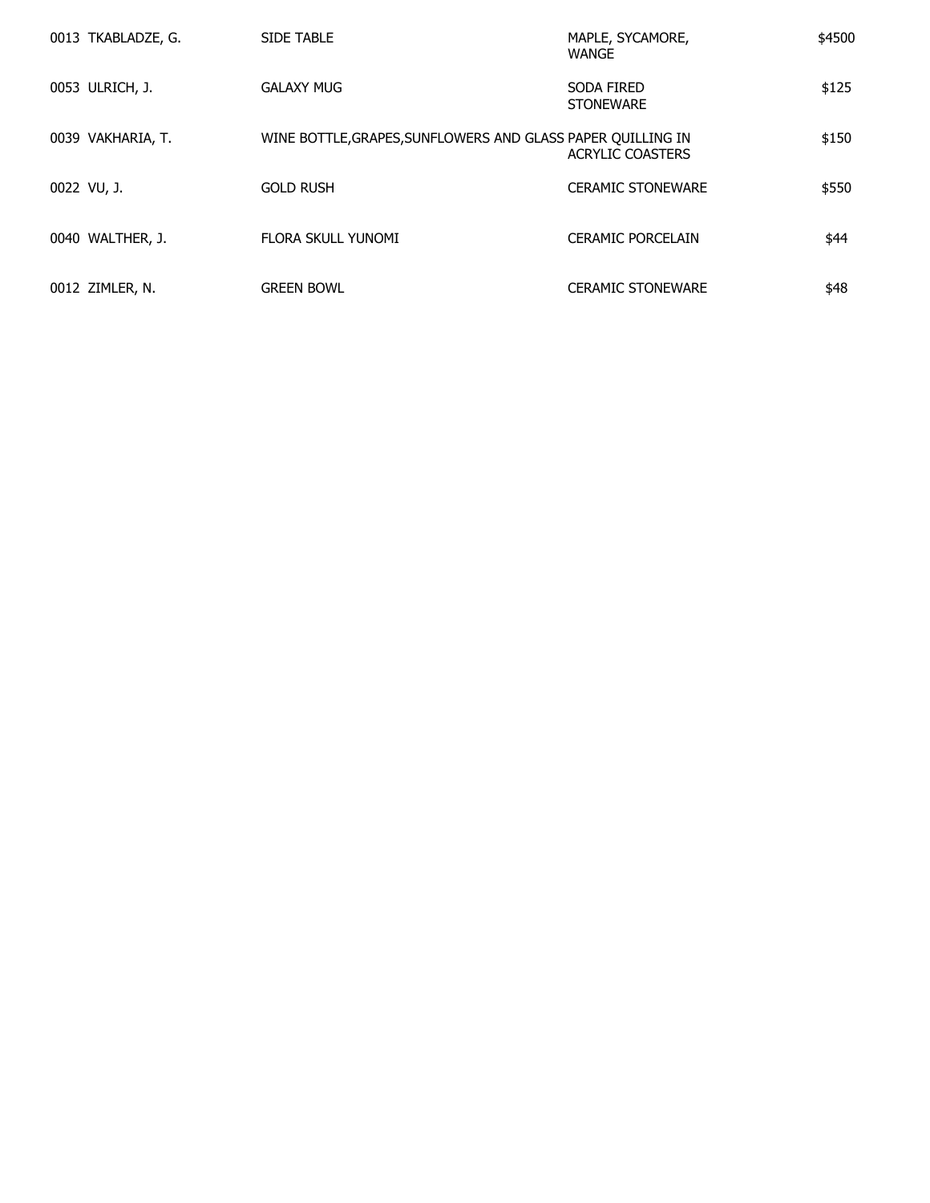| | | | |
|---|---|---|---|
| 0013 TKABLADZE, G. | SIDE TABLE | MAPLE, SYCAMORE, WANGE | $4500 |
| 0053 ULRICH, J. | GALAXY MUG | SODA FIRED STONEWARE | $125 |
| 0039 VAKHARIA, T. | WINE BOTTLE,GRAPES,SUNFLOWERS AND GLASS | PAPER QUILLING IN ACRYLIC COASTERS | $150 |
| 0022 VU, J. | GOLD RUSH | CERAMIC STONEWARE | $550 |
| 0040 WALTHER, J. | FLORA SKULL YUNOMI | CERAMIC PORCELAIN | $44 |
| 0012 ZIMLER, N. | GREEN BOWL | CERAMIC STONEWARE | $48 |